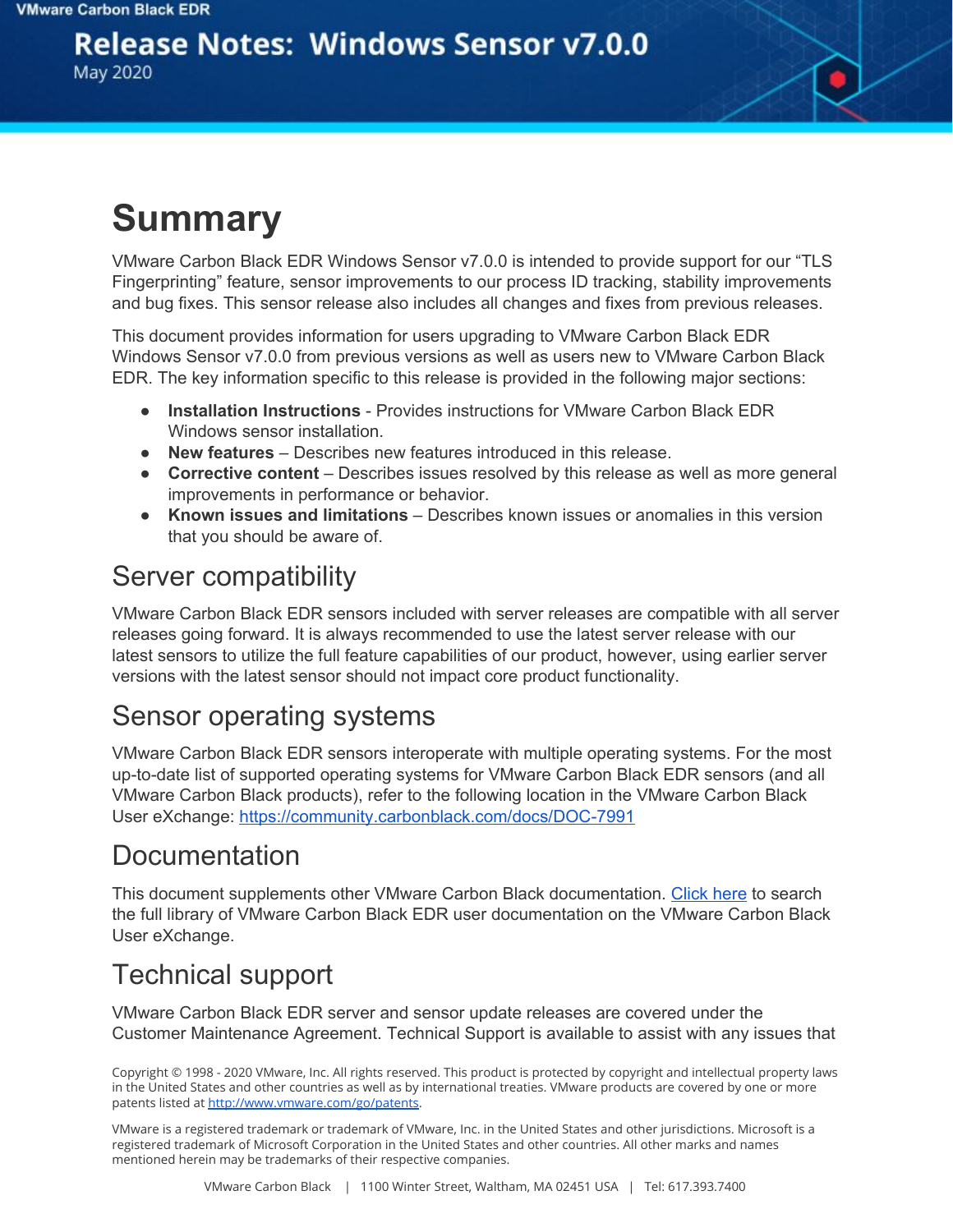VMware Carbon Black EDR

# Release Notes: Windows Sensor v7.0.0

May 2020

# Summary

VMware Carbon Black EDR Windows Sensor v7.0.0 is intended to provide support for our "TLS Fingerprinting" feature, sensor improvements to our process ID tracking, stability improvements and bug fixes. This sensor release also includes all changes and fixes from previous releases.

This document provides information for users upgrading to VMware Carbon Black EDR Windows Sensor v7.0.0 from previous versions as well as users new to VMware Carbon Black EDR. The key information specific to this release is provided in the following major sections:

- **Installation Instructions** - Provides instructions for VMware Carbon Black EDR Windows sensor installation.
- **New features** – Describes new features introduced in this release.
- **Corrective content** – Describes issues resolved by this release as well as more general improvements in performance or behavior.
- **Known issues and limitations** – Describes known issues or anomalies in this version that you should be aware of.

## Server compatibility

VMware Carbon Black EDR sensors included with server releases are compatible with all server releases going forward. It is always recommended to use the latest server release with our latest sensors to utilize the full feature capabilities of our product, however, using earlier server versions with the latest sensor should not impact core product functionality.

## Sensor operating systems

VMware Carbon Black EDR sensors interoperate with multiple operating systems. For the most up-to-date list of supported operating systems for VMware Carbon Black EDR sensors (and all VMware Carbon Black products), refer to the following location in the VMware Carbon Black User eXchange: [https://community.carbonblack.com/docs/DOC-7991](https://community.carbonblack.com/docs/DOC-7991)

## Documentation

This document supplements other VMware Carbon Black documentation. Click here to search the full library of VMware Carbon Black EDR user documentation on the VMware Carbon Black User eXchange.

## Technical support

VMware Carbon Black EDR server and sensor update releases are covered under the Customer Maintenance Agreement. Technical Support is available to assist with any issues that

Copyright © 1998 - 2020 VMware, Inc. All rights reserved. This product is protected by copyright and intellectual property laws in the United States and other countries as well as by international treaties. VMware products are covered by one or more patents listed at [http://www.vmware.com/go/patents](http://www.vmware.com/go/patents).

VMware is a registered trademark or trademark of VMware, Inc. in the United States and other jurisdictions. Microsoft is a registered trademark of Microsoft Corporation in the United States and other countries. All other marks and names mentioned herein may be trademarks of their respective companies.

VMware Carbon Black | 1100 Winter Street, Waltham, MA 02451 USA | Tel: 617.393.7400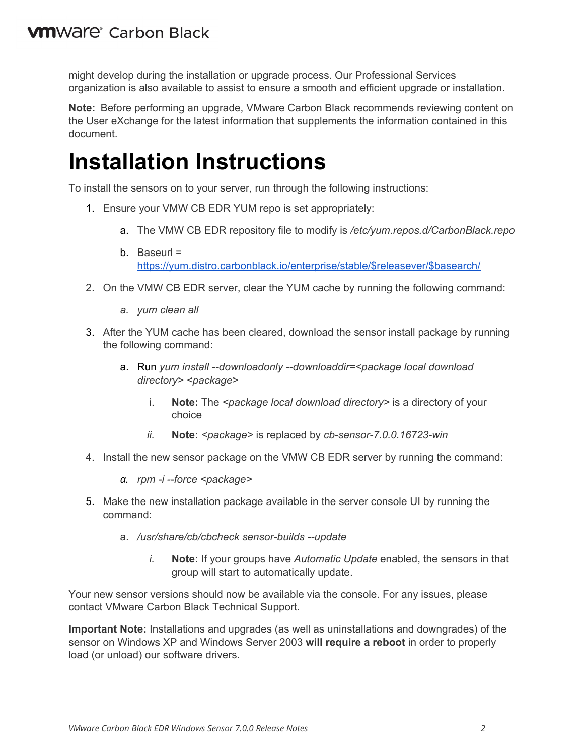might develop during the installation or upgrade process. Our Professional Services organization is also available to assist to ensure a smooth and efficient upgrade or installation.

**Note:** Before performing an upgrade, VMware Carbon Black recommends reviewing content on the User eXchange for the latest information that supplements the information contained in this document.

# Installation Instructions

To install the sensors on to your server, run through the following instructions:

1. Ensure your VMW CB EDR YUM repo is set appropriately:
   a. The VMW CB EDR repository file to modify is */etc/yum.repos.d/CarbonBlack.repo*
   b. Baseurl = [https://yum.distro.carbonblack.io/enterprise/stable/$releasever/$basearch/](https://yum.distro.carbonblack.io/enterprise/stable/$releasever/$basearch/)
2. On the VMW CB EDR server, clear the YUM cache by running the following command:
   a. *yum clean all*
3. After the YUM cache has been cleared, download the sensor install package by running the following command:
   a. Run *yum install --downloadonly --downloaddir=<package local download directory> <package>*
      i. **Note:** The *<package local download directory>* is a directory of your choice
      ii. **Note:** *<package>* is replaced by *cb-sensor-7.0.0.16723-win*
4. Install the new sensor package on the VMW CB EDR server by running the command:
   a. *rpm -i --force <package>*
5. Make the new installation package available in the server console UI by running the command:
   a. */usr/share/cb/cbcheck sensor-builds --update*
      i. **Note:** If your groups have *Automatic Update* enabled, the sensors in that group will start to automatically update.

Your new sensor versions should now be available via the console. For any issues, please contact VMware Carbon Black Technical Support.

**Important Note:** Installations and upgrades (as well as uninstallations and downgrades) of the sensor on Windows XP and Windows Server 2003 **will require a reboot** in order to properly load (or unload) our software drivers.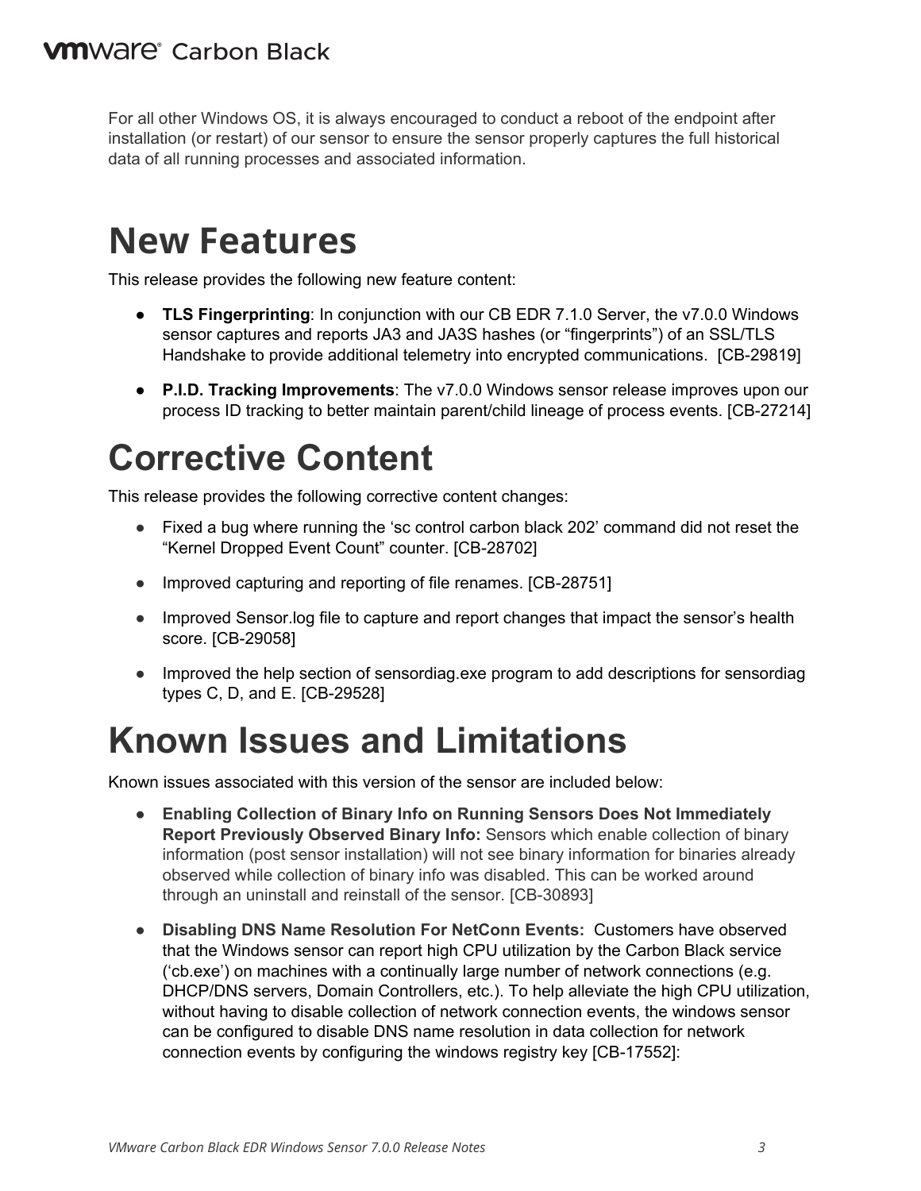For all other Windows OS, it is always encouraged to conduct a reboot of the endpoint after installation (or restart) of our sensor to ensure the sensor properly captures the full historical data of all running processes and associated information.

# New Features

This release provides the following new feature content:

- **TLS Fingerprinting**: In conjunction with our CB EDR 7.1.0 Server, the v7.0.0 Windows sensor captures and reports JA3 and JA3S hashes (or "fingerprints") of an SSL/TLS Handshake to provide additional telemetry into encrypted communications. [CB-29819]
- **P.I.D. Tracking Improvements**: The v7.0.0 Windows sensor release improves upon our process ID tracking to better maintain parent/child lineage of process events. [CB-27214]

# Corrective Content

This release provides the following corrective content changes:

- Fixed a bug where running the 'sc control carbon black 202' command did not reset the "Kernel Dropped Event Count" counter. [CB-28702]
- Improved capturing and reporting of file renames. [CB-28751]
- Improved Sensor.log file to capture and report changes that impact the sensor's health score. [CB-29058]
- Improved the help section of sensordiag.exe program to add descriptions for sensordiag types C, D, and E. [CB-29528]

# Known Issues and Limitations

Known issues associated with this version of the sensor are included below:

- **Enabling Collection of Binary Info on Running Sensors Does Not Immediately Report Previously Observed Binary Info:** Sensors which enable collection of binary information (post sensor installation) will not see binary information for binaries already observed while collection of binary info was disabled. This can be worked around through an uninstall and reinstall of the sensor. [CB-30893]
- **Disabling DNS Name Resolution For NetConn Events:** Customers have observed that the Windows sensor can report high CPU utilization by the Carbon Black service ('cb.exe') on machines with a continually large number of network connections (e.g. DHCP/DNS servers, Domain Controllers, etc.). To help alleviate the high CPU utilization, without having to disable collection of network connection events, the windows sensor can be configured to disable DNS name resolution in data collection for network connection events by configuring the windows registry key [CB-17552]: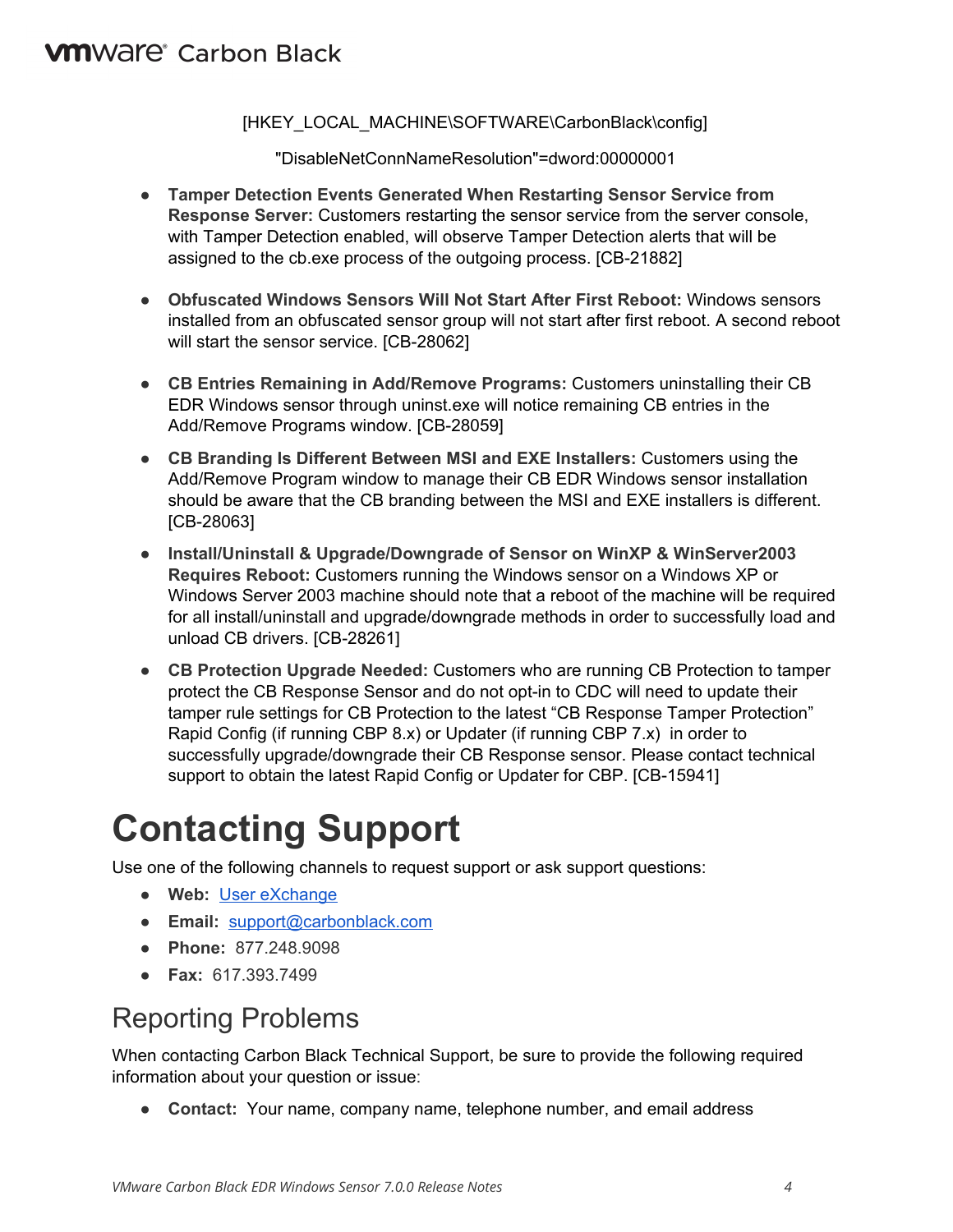[HKEY_LOCAL_MACHINE\SOFTWARE\CarbonBlack\config]

"DisableNetConnNameResolution"=dword:00000001

- **Tamper Detection Events Generated When Restarting Sensor Service from Response Server:** Customers restarting the sensor service from the server console, with Tamper Detection enabled, will observe Tamper Detection alerts that will be assigned to the cb.exe process of the outgoing process. [CB-21882]
- **Obfuscated Windows Sensors Will Not Start After First Reboot:** Windows sensors installed from an obfuscated sensor group will not start after first reboot. A second reboot will start the sensor service. [CB-28062]
- **CB Entries Remaining in Add/Remove Programs:** Customers uninstalling their CB EDR Windows sensor through uninst.exe will notice remaining CB entries in the Add/Remove Programs window. [CB-28059]
- **CB Branding Is Different Between MSI and EXE Installers:** Customers using the Add/Remove Program window to manage their CB EDR Windows sensor installation should be aware that the CB branding between the MSI and EXE installers is different. [CB-28063]
- **Install/Uninstall & Upgrade/Downgrade of Sensor on WinXP & WinServer2003 Requires Reboot:** Customers running the Windows sensor on a Windows XP or Windows Server 2003 machine should note that a reboot of the machine will be required for all install/uninstall and upgrade/downgrade methods in order to successfully load and unload CB drivers. [CB-28261]
- **CB Protection Upgrade Needed:** Customers who are running CB Protection to tamper protect the CB Response Sensor and do not opt-in to CDC will need to update their tamper rule settings for CB Protection to the latest "CB Response Tamper Protection" Rapid Config (if running CBP 8.x) or Updater (if running CBP 7.x) in order to successfully upgrade/downgrade their CB Response sensor. Please contact technical support to obtain the latest Rapid Config or Updater for CBP. [CB-15941]

# Contacting Support

Use one of the following channels to request support or ask support questions:

- **Web:** User eXchange
- **Email:** support@carbonblack.com
- **Phone:** 877.248.9098
- **Fax:** 617.393.7499

## Reporting Problems

When contacting Carbon Black Technical Support, be sure to provide the following required information about your question or issue:

- **Contact:** Your name, company name, telephone number, and email address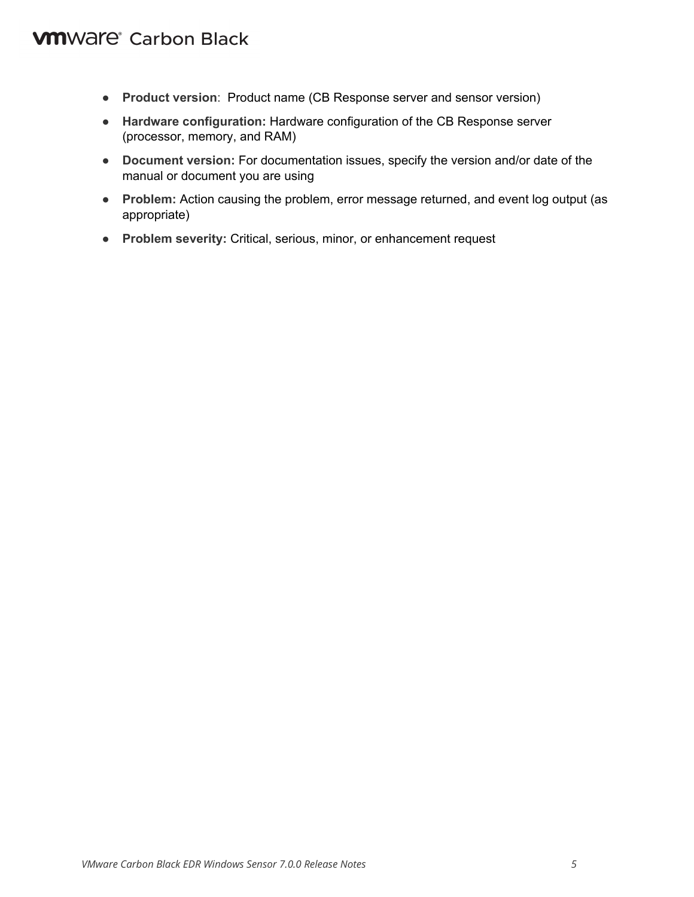- **Product version**: Product name (CB Response server and sensor version)
- **Hardware configuration:** Hardware configuration of the CB Response server (processor, memory, and RAM)
- **Document version:** For documentation issues, specify the version and/or date of the manual or document you are using
- **Problem:** Action causing the problem, error message returned, and event log output (as appropriate)
- **Problem severity:** Critical, serious, minor, or enhancement request